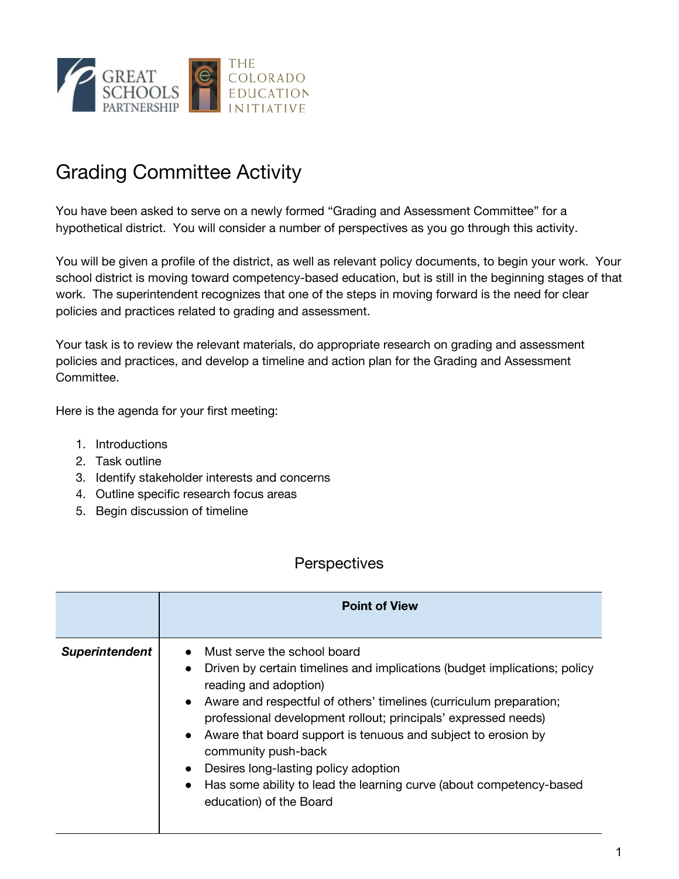# Grading Committee Activity

You have been asked to serve on a newly formed "Grading and Assessment Committee" for a hypothetical district. You will consider a number of perspectives as you go through this activity.

You will be given a profile of the district, as well as relevant policy documents, to begin your work. Your school district is moving toward competency-based education, but is still in the beginning stages of that work. The superintendent recognizes that one of the steps in moving forward is the need for clear policies and practices related to grading and assessment.

Your task is to review the relevant materials, do appropriate research on grading and assessment policies and practices, and develop a timeline and action plan for the Grading and Assessment Committee.

Here is the agenda for your first meeting:

1. Introductions
2. Task outline
3. Identify stakeholder interests and concerns
4. Outline specific research focus areas
5. Begin discussion of timeline

## Perspectives

| | **Point of View** |
|---|---|
| ***Superintendent*** | • Must serve the school board<br>• Driven by certain timelines and implications (budget implications; policy reading and adoption)<br>• Aware and respectful of others' timelines (curriculum preparation; professional development rollout; principals' expressed needs)<br>• Aware that board support is tenuous and subject to erosion by community push-back<br>• Desires long-lasting policy adoption<br>• Has some ability to lead the learning curve (about competency-based education) of the Board |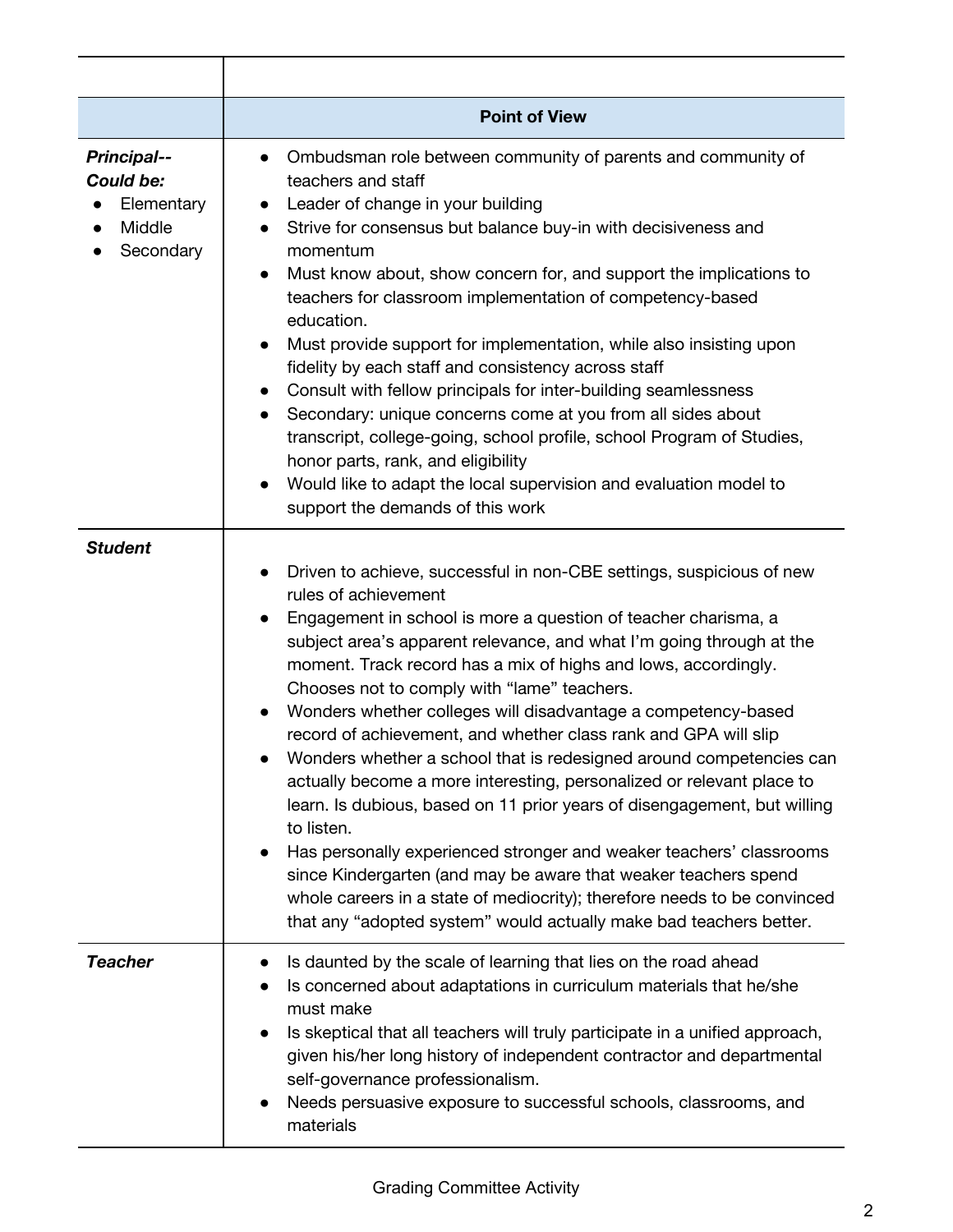| | Point of View |
|---|---|
| ***Principal--Could be:*** <br>• Elementary<br>• Middle<br>• Secondary | • Ombudsman role between community of parents and community of teachers and staff<br>• Leader of change in your building<br>• Strive for consensus but balance buy-in with decisiveness and momentum<br>• Must know about, show concern for, and support the implications to teachers for classroom implementation of competency-based education.<br>• Must provide support for implementation, while also insisting upon fidelity by each staff and consistency across staff<br>• Consult with fellow principals for inter-building seamlessness<br>• Secondary: unique concerns come at you from all sides about transcript, college-going, school profile, school Program of Studies, honor parts, rank, and eligibility<br>• Would like to adapt the local supervision and evaluation model to support the demands of this work |
| ***Student*** | • Driven to achieve, successful in non-CBE settings, suspicious of new rules of achievement<br>• Engagement in school is more a question of teacher charisma, a subject area's apparent relevance, and what I'm going through at the moment. Track record has a mix of highs and lows, accordingly. Chooses not to comply with "lame" teachers.<br>• Wonders whether colleges will disadvantage a competency-based record of achievement, and whether class rank and GPA will slip<br>• Wonders whether a school that is redesigned around competencies can actually become a more interesting, personalized or relevant place to learn. Is dubious, based on 11 prior years of disengagement, but willing to listen.<br>• Has personally experienced stronger and weaker teachers' classrooms since Kindergarten (and may be aware that weaker teachers spend whole careers in a state of mediocrity); therefore needs to be convinced that any "adopted system" would actually make bad teachers better. |
| ***Teacher*** | • Is daunted by the scale of learning that lies on the road ahead<br>• Is concerned about adaptations in curriculum materials that he/she must make<br>• Is skeptical that all teachers will truly participate in a unified approach, given his/her long history of independent contractor and departmental self-governance professionalism.<br>• Needs persuasive exposure to successful schools, classrooms, and materials |

Grading Committee Activity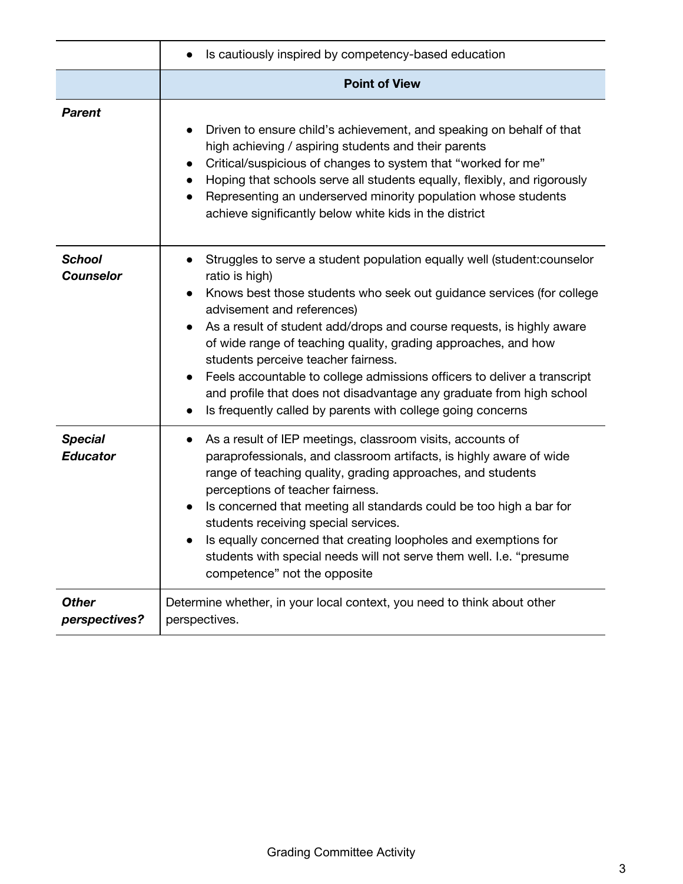| | |
|---|---|
| | • Is cautiously inspired by competency-based education |
| | **Point of View** |
| ***Parent*** | • Driven to ensure child's achievement, and speaking on behalf of that high achieving / aspiring students and their parents<br>• Critical/suspicious of changes to system that "worked for me"<br>• Hoping that schools serve all students equally, flexibly, and rigorously<br>• Representing an underserved minority population whose students achieve significantly below white kids in the district |
| ***School Counselor*** | • Struggles to serve a student population equally well (student:counselor ratio is high)<br>• Knows best those students who seek out guidance services (for college advisement and references)<br>• As a result of student add/drops and course requests, is highly aware of wide range of teaching quality, grading approaches, and how students perceive teacher fairness.<br>• Feels accountable to college admissions officers to deliver a transcript and profile that does not disadvantage any graduate from high school<br>• Is frequently called by parents with college going concerns |
| ***Special Educator*** | • As a result of IEP meetings, classroom visits, accounts of paraprofessionals, and classroom artifacts, is highly aware of wide range of teaching quality, grading approaches, and students perceptions of teacher fairness.<br>• Is concerned that meeting all standards could be too high a bar for students receiving special services.<br>• Is equally concerned that creating loopholes and exemptions for students with special needs will not serve them well. I.e. "presume competence" not the opposite |
| ***Other perspectives?*** | Determine whether, in your local context, you need to think about other perspectives. |

Grading Committee Activity